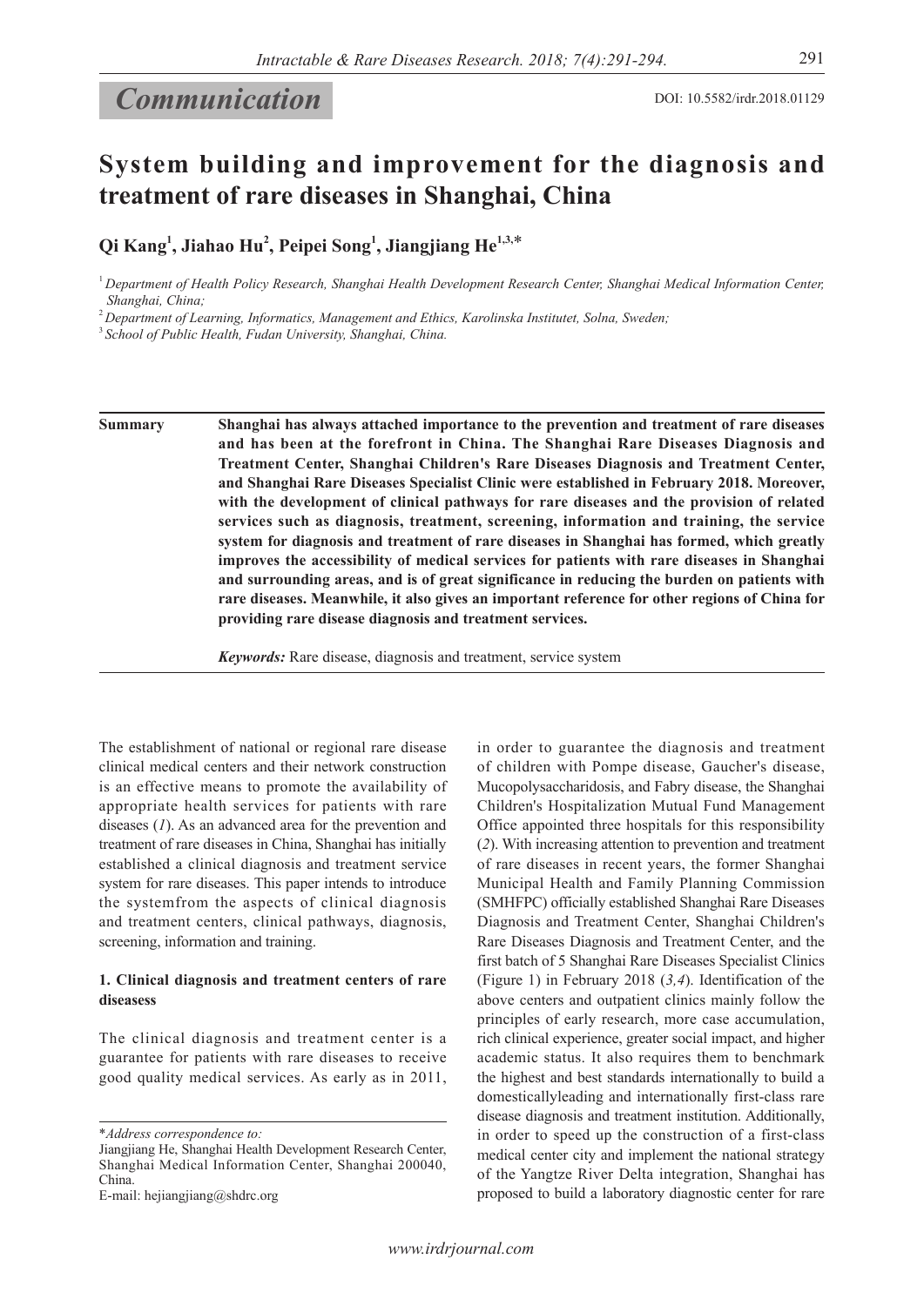*Communication*

DOI: 10.5582/irdr.2018.01129

# System building and improvement for the diagnosis and treatment of rare diseases in Shanghai, China

**Qi Kang[1], Jiahao Hu[2], Peipei Song[1], Jiangjiang He[1,3,]***

[1] *Department of Health Policy Research, Shanghai Health Development Research Center, Shanghai Medical Information Center, Shanghai, China;*

[2] *Department of Learning, Informatics, Management and Ethics, Karolinska Institutet, Solna, Sweden;*

[3] *School of Public Health, Fudan University, Shanghai, China.*

**Summary** **Shanghai has always attached importance to the prevention and treatment of rare diseases and has been at the forefront in China. The Shanghai Rare Diseases Diagnosis and Treatment Center, Shanghai Children's Rare Diseases Diagnosis and Treatment Center, and Shanghai Rare Diseases Specialist Clinic were established in February 2018. Moreover, with the development of clinical pathways for rare diseases and the provision of related services such as diagnosis, treatment, screening, information and training, the service system for diagnosis and treatment of rare diseases in Shanghai has formed, which greatly improves the accessibility of medical services for patients with rare diseases in Shanghai and surrounding areas, and is of great significance in reducing the burden on patients with rare diseases. Meanwhile, it also gives an important reference for other regions of China for providing rare disease diagnosis and treatment services.**

***Keywords:*** Rare disease, diagnosis and treatment, service system

The establishment of national or regional rare disease clinical medical centers and their network construction is an effective means to promote the availability of appropriate health services for patients with rare diseases (*1*). As an advanced area for the prevention and treatment of rare diseases in China, Shanghai has initially established a clinical diagnosis and treatment service system for rare diseases. This paper intends to introduce the systemfrom the aspects of clinical diagnosis and treatment centers, clinical pathways, diagnosis, screening, information and training.

### 1. Clinical diagnosis and treatment centers of rare diseasess

The clinical diagnosis and treatment center is a guarantee for patients with rare diseases to receive good quality medical services. As early as in 2011, in order to guarantee the diagnosis and treatment of children with Pompe disease, Gaucher's disease, Mucopolysaccharidosis, and Fabry disease, the Shanghai Children's Hospitalization Mutual Fund Management Office appointed three hospitals for this responsibility (*2*). With increasing attention to prevention and treatment of rare diseases in recent years, the former Shanghai Municipal Health and Family Planning Commission (SMHFPC) officially established Shanghai Rare Diseases Diagnosis and Treatment Center, Shanghai Children's Rare Diseases Diagnosis and Treatment Center, and the first batch of 5 Shanghai Rare Diseases Specialist Clinics (Figure 1) in February 2018 (*3,4*). Identification of the above centers and outpatient clinics mainly follow the principles of early research, more case accumulation, rich clinical experience, greater social impact, and higher academic status. It also requires them to benchmark the highest and best standards internationally to build a domesticallyleading and internationally first-class rare disease diagnosis and treatment institution. Additionally, in order to speed up the construction of a first-class medical center city and implement the national strategy of the Yangtze River Delta integration, Shanghai has proposed to build a laboratory diagnostic center for rare

*\*Address correspondence to:*
Jiangjiang He, Shanghai Health Development Research Center, Shanghai Medical Information Center, Shanghai 200040, China.
E-mail: hejiangjiang@shdrc.org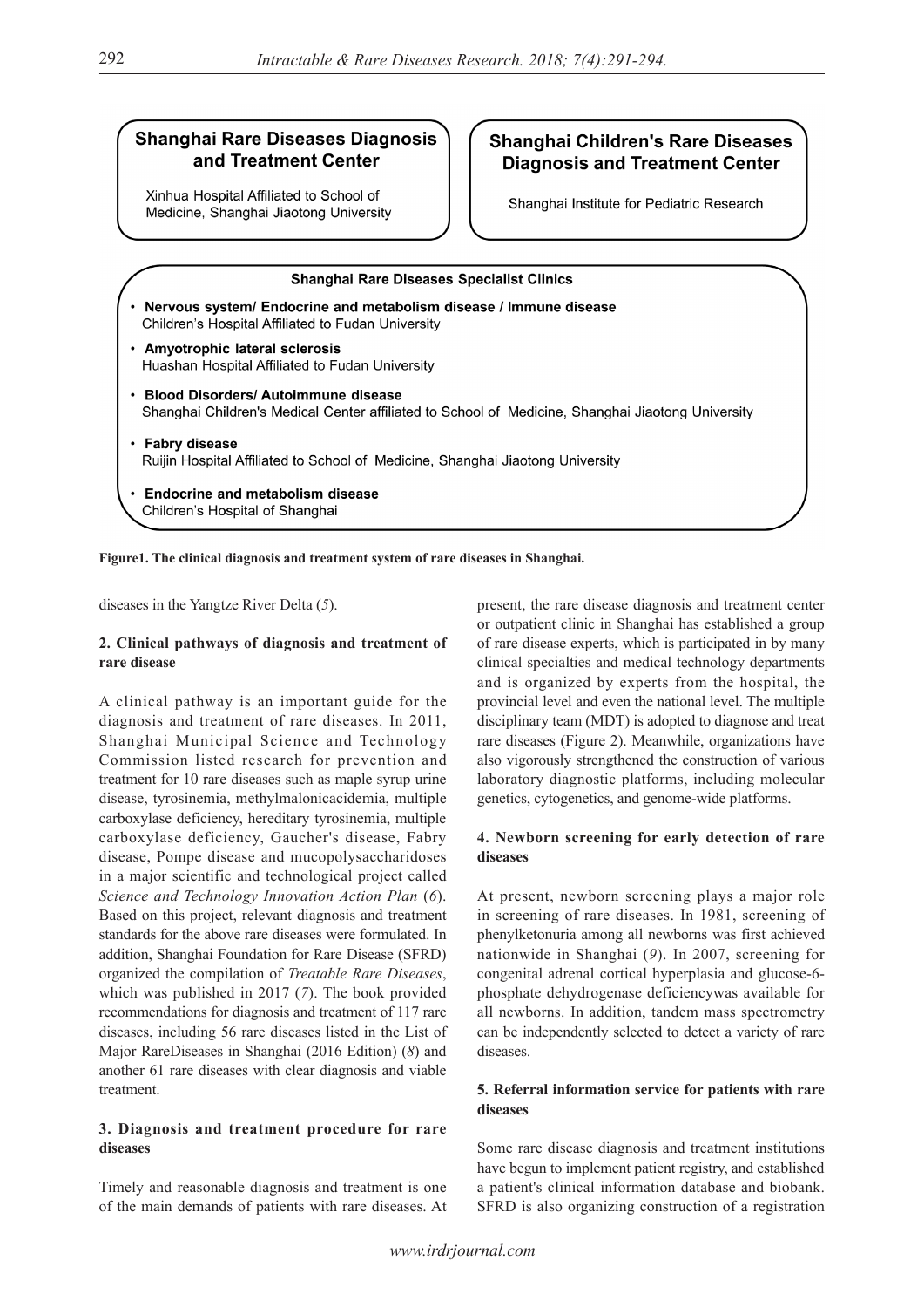**Shanghai Rare Diseases Diagnosis and Treatment Center**

Xinhua Hospital Affiliated to School of Medicine, Shanghai Jiaotong University

**Shanghai Children's Rare Diseases Diagnosis and Treatment Center**

Shanghai Institute for Pediatric Research

**Shanghai Rare Diseases Specialist Clinics**

- **Nervous system/ Endocrine and metabolism disease / Immune disease**
  Children's Hospital Affiliated to Fudan University
- **Amyotrophic lateral sclerosis**
  Huashan Hospital Affiliated to Fudan University
- **Blood Disorders/ Autoimmune disease**
  Shanghai Children's Medical Center affiliated to School of Medicine, Shanghai Jiaotong University
- **Fabry disease**
  Ruijin Hospital Affiliated to School of Medicine, Shanghai Jiaotong University
- **Endocrine and metabolism disease**
  Children's Hospital of Shanghai

**Figure1. The clinical diagnosis and treatment system of rare diseases in Shanghai.**

diseases in the Yangtze River Delta (*5*).

## 2. Clinical pathways of diagnosis and treatment of rare disease

A clinical pathway is an important guide for the diagnosis and treatment of rare diseases. In 2011, Shanghai Municipal Science and Technology Commission listed research for prevention and treatment for 10 rare diseases such as maple syrup urine disease, tyrosinemia, methylmalonicacidemia, multiple carboxylase deficiency, hereditary tyrosinemia, multiple carboxylase deficiency, Gaucher's disease, Fabry disease, Pompe disease and mucopolysaccharidoses in a major scientific and technological project called *Science and Technology Innovation Action Plan* (*6*). Based on this project, relevant diagnosis and treatment standards for the above rare diseases were formulated. In addition, Shanghai Foundation for Rare Disease (SFRD) organized the compilation of *Treatable Rare Diseases*, which was published in 2017 (*7*). The book provided recommendations for diagnosis and treatment of 117 rare diseases, including 56 rare diseases listed in the List of Major RareDiseases in Shanghai (2016 Edition) (*8*) and another 61 rare diseases with clear diagnosis and viable treatment.

## 3. Diagnosis and treatment procedure for rare diseases

Timely and reasonable diagnosis and treatment is one of the main demands of patients with rare diseases. At present, the rare disease diagnosis and treatment center or outpatient clinic in Shanghai has established a group of rare disease experts, which is participated in by many clinical specialties and medical technology departments and is organized by experts from the hospital, the provincial level and even the national level. The multiple disciplinary team (MDT) is adopted to diagnose and treat rare diseases (Figure 2). Meanwhile, organizations have also vigorously strengthened the construction of various laboratory diagnostic platforms, including molecular genetics, cytogenetics, and genome-wide platforms.

## 4. Newborn screening for early detection of rare diseases

At present, newborn screening plays a major role in screening of rare diseases. In 1981, screening of phenylketonuria among all newborns was first achieved nationwide in Shanghai (*9*). In 2007, screening for congenital adrenal cortical hyperplasia and glucose-6-phosphate dehydrogenase deficiencywas available for all newborns. In addition, tandem mass spectrometry can be independently selected to detect a variety of rare diseases.

## 5. Referral information service for patients with rare diseases

Some rare disease diagnosis and treatment institutions have begun to implement patient registry, and established a patient's clinical information database and biobank. SFRD is also organizing construction of a registration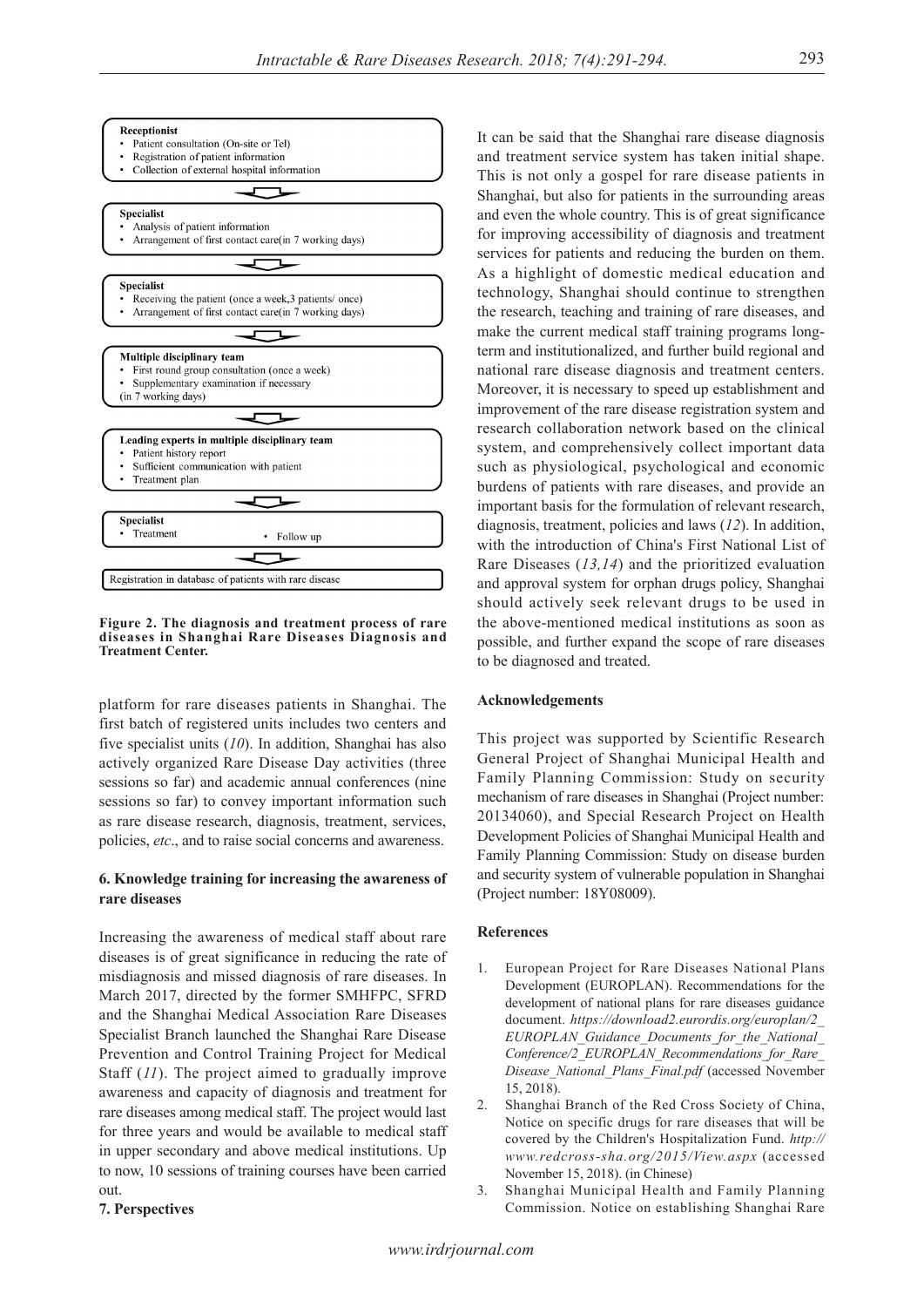**Receptionist**
- Patient consultation (On-site or Tel)
- Registration of patient information
- Collection of external hospital information

**Specialist**
- Analysis of patient information
- Arrangement of first contact care(in 7 working days)

**Specialist**
- Receiving the patient (once a week,3 patients/ once)
- Arrangement of first contact care(in 7 working days)

**Multiple disciplinary team**
- First round group consultation (once a week)
- Supplementary examination if necessary
(in 7 working days)

**Leading experts in multiple disciplinary team**
- Patient history report
- Sufficient communication with patient
- Treatment plan

**Specialist**
- Treatment
- Follow up

Registration in database of patients with rare disease

**Figure 2. The diagnosis and treatment process of rare diseases in Shanghai Rare Diseases Diagnosis and Treatment Center.**

platform for rare diseases patients in Shanghai. The first batch of registered units includes two centers and five specialist units (*10*). In addition, Shanghai has also actively organized Rare Disease Day activities (three sessions so far) and academic annual conferences (nine sessions so far) to convey important information such as rare disease research, diagnosis, treatment, services, policies, *etc*., and to raise social concerns and awareness.

## 6. Knowledge training for increasing the awareness of rare diseases

Increasing the awareness of medical staff about rare diseases is of great significance in reducing the rate of misdiagnosis and missed diagnosis of rare diseases. In March 2017, directed by the former SMHFPC, SFRD and the Shanghai Medical Association Rare Diseases Specialist Branch launched the Shanghai Rare Disease Prevention and Control Training Project for Medical Staff (*11*). The project aimed to gradually improve awareness and capacity of diagnosis and treatment for rare diseases among medical staff. The project would last for three years and would be available to medical staff in upper secondary and above medical institutions. Up to now, 10 sessions of training courses have been carried out.

## 7. Perspectives

It can be said that the Shanghai rare disease diagnosis and treatment service system has taken initial shape. This is not only a gospel for rare disease patients in Shanghai, but also for patients in the surrounding areas and even the whole country. This is of great significance for improving accessibility of diagnosis and treatment services for patients and reducing the burden on them. As a highlight of domestic medical education and technology, Shanghai should continue to strengthen the research, teaching and training of rare diseases, and make the current medical staff training programs long-term and institutionalized, and further build regional and national rare disease diagnosis and treatment centers. Moreover, it is necessary to speed up establishment and improvement of the rare disease registration system and research collaboration network based on the clinical system, and comprehensively collect important data such as physiological, psychological and economic burdens of patients with rare diseases, and provide an important basis for the formulation of relevant research, diagnosis, treatment, policies and laws (*12*). In addition, with the introduction of China's First National List of Rare Diseases (*13,14*) and the prioritized evaluation and approval system for orphan drugs policy, Shanghai should actively seek relevant drugs to be used in the above-mentioned medical institutions as soon as possible, and further expand the scope of rare diseases to be diagnosed and treated.

## Acknowledgements

This project was supported by Scientific Research General Project of Shanghai Municipal Health and Family Planning Commission: Study on security mechanism of rare diseases in Shanghai (Project number: 20134060), and Special Research Project on Health Development Policies of Shanghai Municipal Health and Family Planning Commission: Study on disease burden and security system of vulnerable population in Shanghai (Project number: 18Y08009).

## References

1. European Project for Rare Diseases National Plans Development (EUROPLAN). Recommendations for the development of national plans for rare diseases guidance document. *https://download2.eurordis.org/europlan/2_EUROPLAN_Guidance_Documents_for_the_National_Conference/2_EUROPLAN_Recommendations_for_Rare_Disease_National_Plans_Final.pdf* (accessed November 15, 2018).
2. Shanghai Branch of the Red Cross Society of China, Notice on specific drugs for rare diseases that will be covered by the Children's Hospitalization Fund. *http://www.redcross-sha.org/2015/View.aspx* (accessed November 15, 2018). (in Chinese)
3. Shanghai Municipal Health and Family Planning Commission. Notice on establishing Shanghai Rare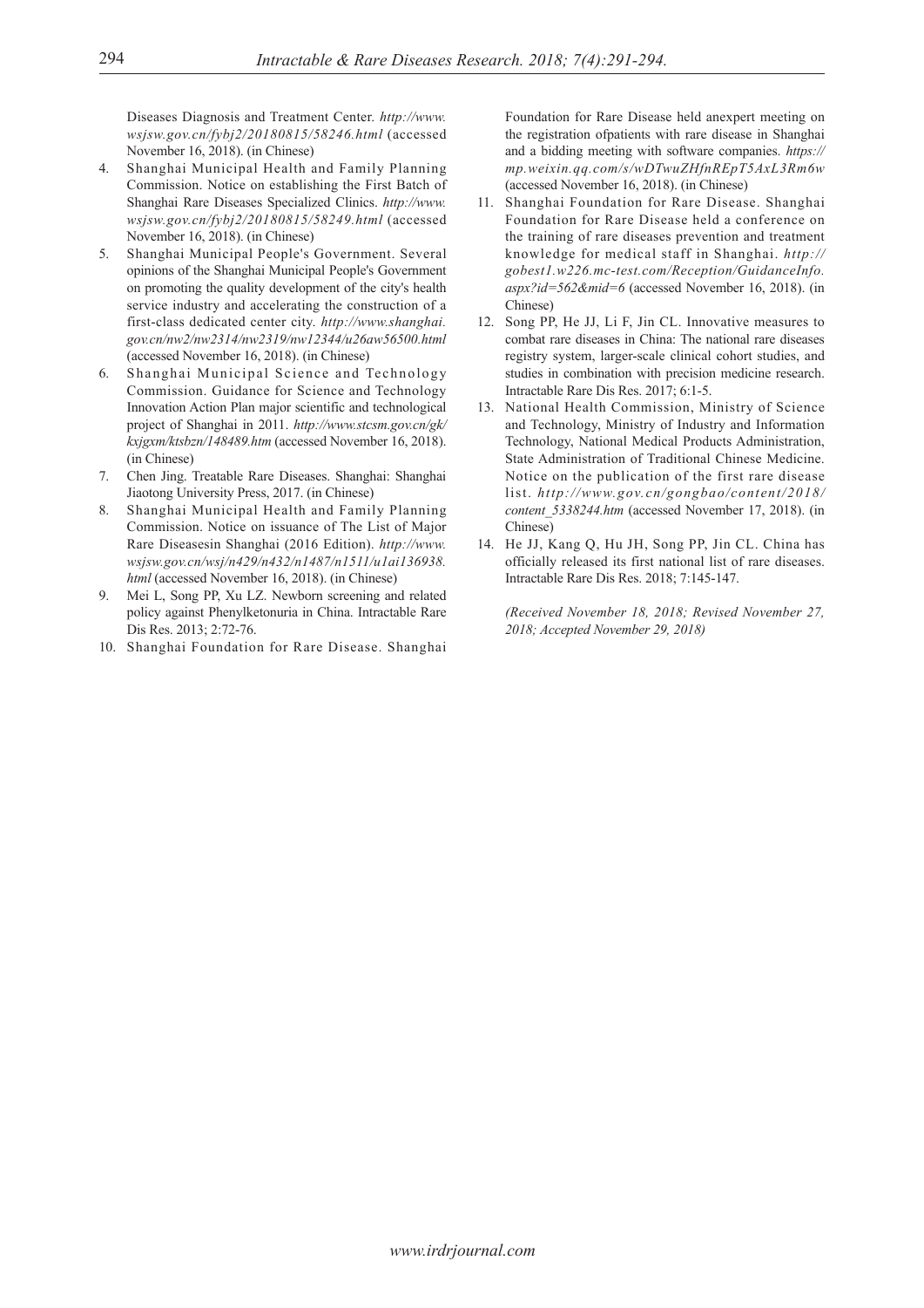Diseases Diagnosis and Treatment Center. *http://www.wsjsw.gov.cn/fybj2/20180815/58246.html* (accessed November 16, 2018). (in Chinese)

4. Shanghai Municipal Health and Family Planning Commission. Notice on establishing the First Batch of Shanghai Rare Diseases Specialized Clinics. *http://www.wsjsw.gov.cn/fybj2/20180815/58249.html* (accessed November 16, 2018). (in Chinese)
5. Shanghai Municipal People's Government. Several opinions of the Shanghai Municipal People's Government on promoting the quality development of the city's health service industry and accelerating the construction of a first-class dedicated center city. *http://www.shanghai.gov.cn/nw2/nw2314/nw2319/nw12344/u26aw56500.html* (accessed November 16, 2018). (in Chinese)
6. Shanghai Municipal Science and Technology Commission. Guidance for Science and Technology Innovation Action Plan major scientific and technological project of Shanghai in 2011. *http://www.stcsm.gov.cn/gk/kxjgxm/ktsbzn/148489.htm* (accessed November 16, 2018). (in Chinese)
7. Chen Jing. Treatable Rare Diseases. Shanghai: Shanghai Jiaotong University Press, 2017. (in Chinese)
8. Shanghai Municipal Health and Family Planning Commission. Notice on issuance of The List of Major Rare Diseasesin Shanghai (2016 Edition). *http://www.wsjsw.gov.cn/wsj/n429/n432/n1487/n1511/u1ai136938.html* (accessed November 16, 2018). (in Chinese)
9. Mei L, Song PP, Xu LZ. Newborn screening and related policy against Phenylketonuria in China. Intractable Rare Dis Res. 2013; 2:72-76.
10. Shanghai Foundation for Rare Disease. Shanghai Foundation for Rare Disease held anexpert meeting on the registration ofpatients with rare disease in Shanghai and a bidding meeting with software companies. *https://mp.weixin.qq.com/s/wDTwuZHfnREpT5AxL3Rm6w* (accessed November 16, 2018). (in Chinese)
11. Shanghai Foundation for Rare Disease. Shanghai Foundation for Rare Disease held a conference on the training of rare diseases prevention and treatment knowledge for medical staff in Shanghai. *http://gobest1.w226.mc-test.com/Reception/GuidanceInfo.aspx?id=562&mid=6* (accessed November 16, 2018). (in Chinese)
12. Song PP, He JJ, Li F, Jin CL. Innovative measures to combat rare diseases in China: The national rare diseases registry system, larger-scale clinical cohort studies, and studies in combination with precision medicine research. Intractable Rare Dis Res. 2017; 6:1-5.
13. National Health Commission, Ministry of Science and Technology, Ministry of Industry and Information Technology, National Medical Products Administration, State Administration of Traditional Chinese Medicine. Notice on the publication of the first rare disease list. *http://www.gov.cn/gongbao/content/2018/content_5338244.htm* (accessed November 17, 2018). (in Chinese)
14. He JJ, Kang Q, Hu JH, Song PP, Jin CL. China has officially released its first national list of rare diseases. Intractable Rare Dis Res. 2018; 7:145-147.

*(Received November 18, 2018; Revised November 27, 2018; Accepted November 29, 2018)*